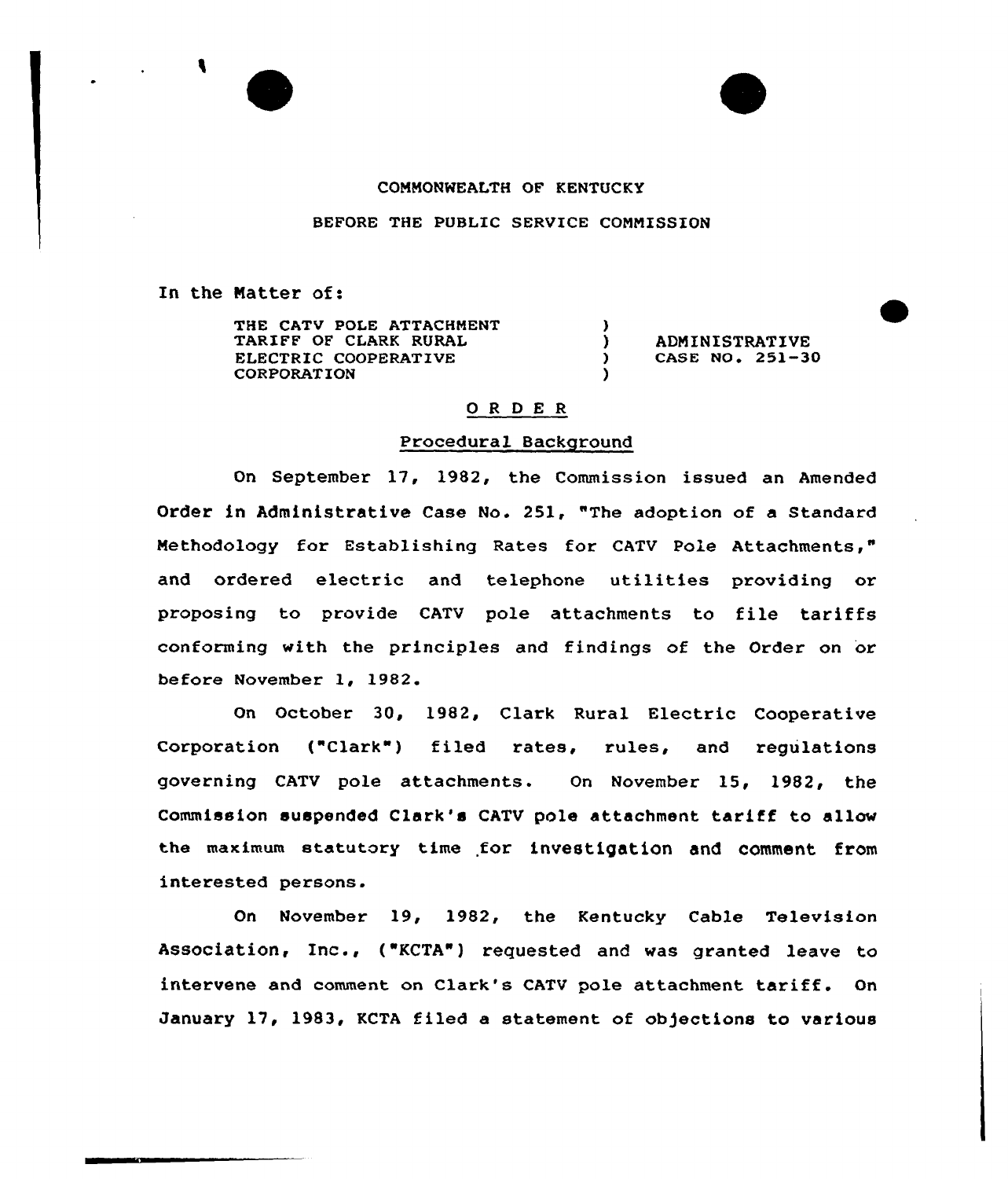COMMONWEALTH OF KENTUCKY

BEFORE THE PUBLIC SERVICE COMMISSION

In the Matter of:

| | | |
|---|---|---|
| THE CATV POLE ATTACHMENT TARIFF OF CLARK RURAL ELECTRIC COOPERATIVE CORPORATION | ) ) ) ) | ADMINISTRATIVE CASE NO. 251-30 |

## O R D E R

### Procedural Background

On September 17, 1982, the Commission issued an Amended Order in Administrative Case No. 251, "The adoption of a Standard Methodology for Establishing Rates for CATV Pole Attachments," and ordered electric and telephone utilities providing or proposing to provide CATV pole attachments to file tariffs conforming with the principles and findings of the Order on or before November 1, 1982.

On October 30, 1982, Clark Rural Electric Cooperative Corporation ("Clark") filed rates, rules, and regulations governing CATV pole attachments. On November 15, 1982, the Commission suspended Clark's CATV pole attachment tariff to allow the maximum statutory time for investigation and comment from interested persons.

On November 19, 1982, the Kentucky Cable Television Association, Inc., ("KCTA") requested and was granted leave to intervene and comment on Clark's CATV pole attachment tariff. On January 17, 1983, KCTA filed a statement of objections to various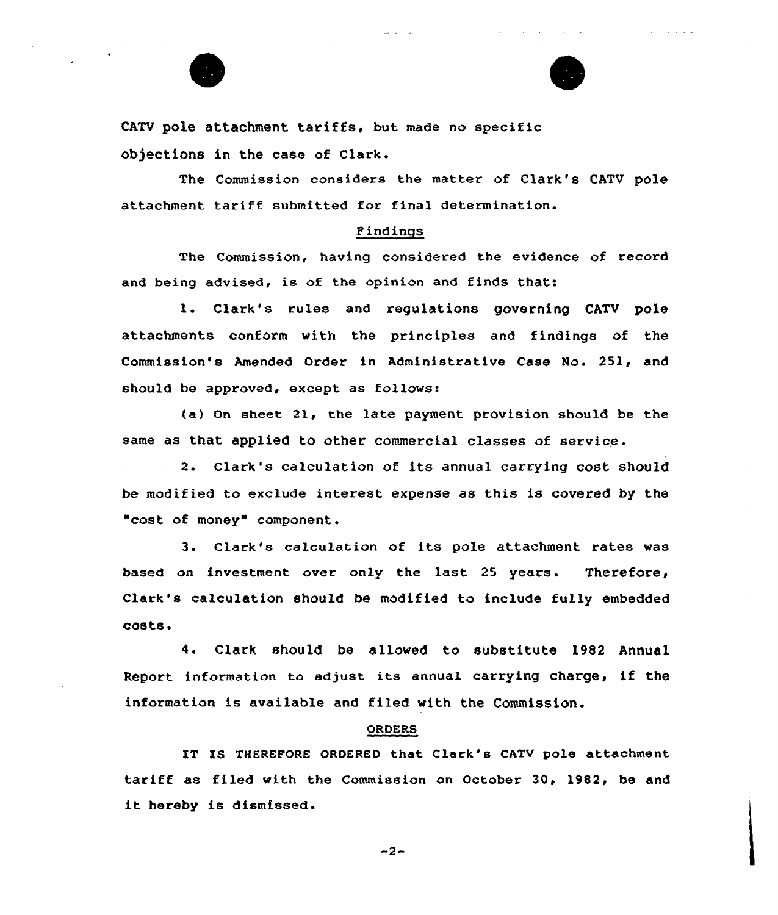CATV pole attachment tariffs, but made no specific objections in the case of Clark.

The Commission considers the matter of Clark's CATV pole attachment tariff submitted for final determination.

## Findings

The Commission, having considered the evidence of record and being advised, is of the opinion and finds that:

1. Clark's rules and regulations governing CATV pole attachments conform with the principles and findings of the Commission's Amended Order in Administrative Case No. 251, and should be approved, except as follows:

   (a) On sheet 21, the late payment provision should be the same as that applied to other commercial classes of service.

2. Clark's calculation of its annual carrying cost should be modified to exclude interest expense as this is covered by the "cost of money" component.

3. Clark's calculation of its pole attachment rates was based on investment over only the last 25 years. Therefore, Clark's calculation should be modified to include fully embedded costs.

4. Clark should be allowed to substitute 1982 Annual Report information to adjust its annual carrying charge, if the information is available and filed with the Commission.

## ORDERS

IT IS THEREFORE ORDERED that Clark's CATV pole attachment tariff as filed with the Commission on October 30, 1982, be and it hereby is dismissed.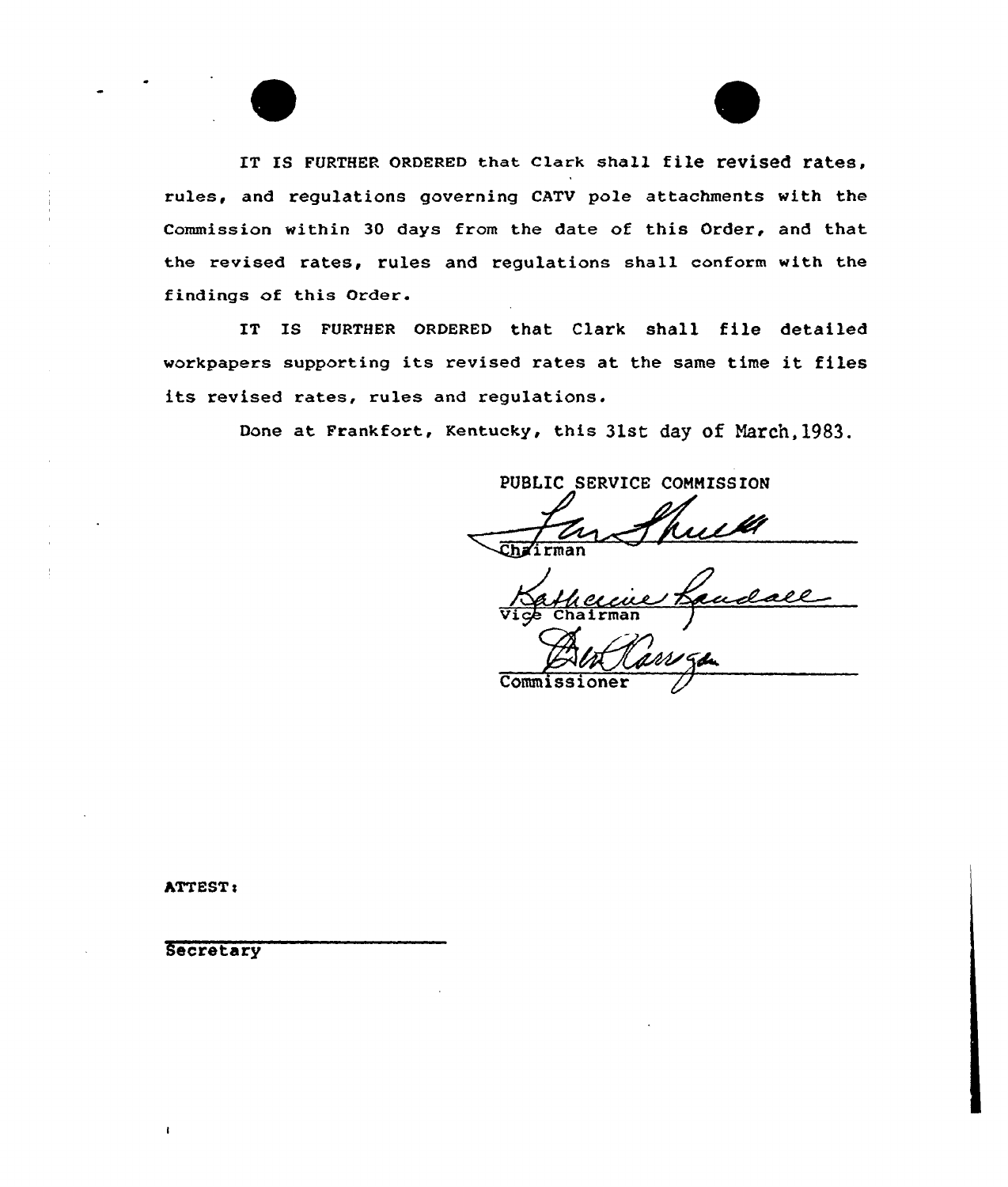IT IS FURTHER ORDERED that Clark shall file revised rates, rules, and regulations governing CATV pole attachments with the Commission within 30 days from the date of this Order, and that the revised rates, rules and regulations shall conform with the findings of this Order.

IT IS FURTHER ORDERED that Clark shall file detailed workpapers supporting its revised rates at the same time it files its revised rates, rules and regulations.

Done at Frankfort, Kentucky, this 31st day of March, 1983.

PUBLIC SERVICE COMMISSION

Chairman

Vice Chairman

Commissioner

ATTEST:

Secretary